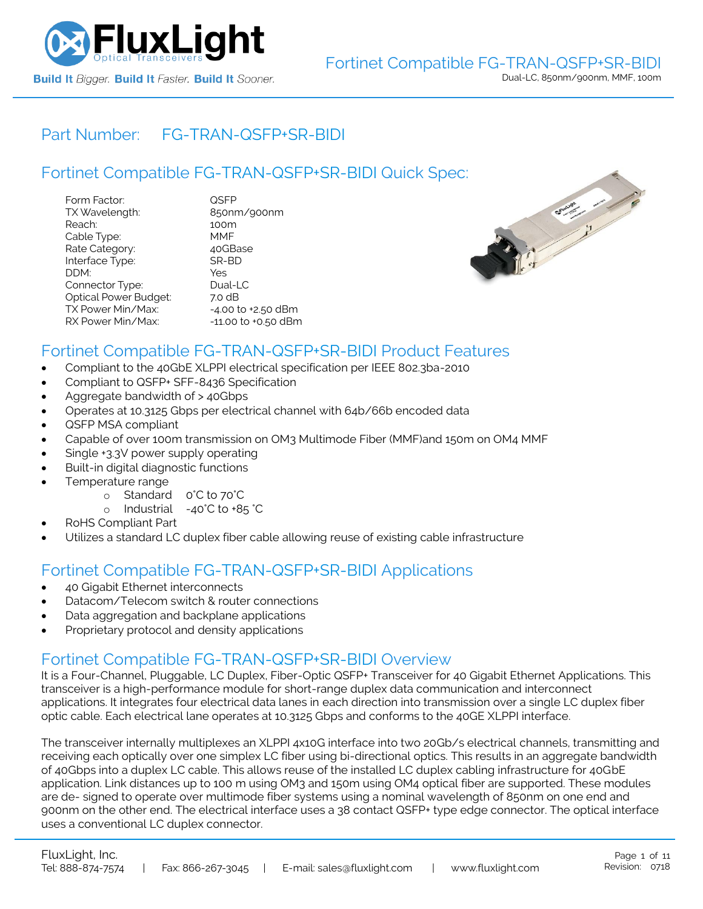# Fortinet Compatible FG-TRAN-QSFP+SR-BIDI

Dual-LC, 850nm/900nm, MMF, 100m

## Part Number: FG-TRAN-QSFP+SR-BIDI

## Fortinet Compatible FG-TRAN-QSFP+SR-BIDI Quick Spec:

| | |
|---|---|
| Form Factor: | QSFP |
| TX Wavelength: | 850nm/900nm |
| Reach: | 100m |
| Cable Type: | MMF |
| Rate Category: | 40GBase |
| Interface Type: | SR-BD |
| DDM: | Yes |
| Connector Type: | Dual-LC |
| Optical Power Budget: | 7.0 dB |
| TX Power Min/Max: | -4.00 to +2.50 dBm |
| RX Power Min/Max: | -11.00 to +0.50 dBm |

## Fortinet Compatible FG-TRAN-QSFP+SR-BIDI Product Features

- Compliant to the 40GbE XLPPI electrical specification per IEEE 802.3ba-2010
- Compliant to QSFP+ SFF-8436 Specification
- Aggregate bandwidth of > 40Gbps
- Operates at 10.3125 Gbps per electrical channel with 64b/66b encoded data
- QSFP MSA compliant
- Capable of over 100m transmission on OM3 Multimode Fiber (MMF)and 150m on OM4 MMF
- Single +3.3V power supply operating
- Built-in digital diagnostic functions
- Temperature range
  - Standard 0°C to 70°C
  - Industrial -40°C to +85 °C
- RoHS Compliant Part
- Utilizes a standard LC duplex fiber cable allowing reuse of existing cable infrastructure

## Fortinet Compatible FG-TRAN-QSFP+SR-BIDI Applications

- 40 Gigabit Ethernet interconnects
- Datacom/Telecom switch & router connections
- Data aggregation and backplane applications
- Proprietary protocol and density applications

## Fortinet Compatible FG-TRAN-QSFP+SR-BIDI Overview

It is a Four-Channel, Pluggable, LC Duplex, Fiber-Optic QSFP+ Transceiver for 40 Gigabit Ethernet Applications. This transceiver is a high-performance module for short-range duplex data communication and interconnect applications. It integrates four electrical data lanes in each direction into transmission over a single LC duplex fiber optic cable. Each electrical lane operates at 10.3125 Gbps and conforms to the 40GE XLPPI interface.

The transceiver internally multiplexes an XLPPI 4x10G interface into two 20Gb/s electrical channels, transmitting and receiving each optically over one simplex LC fiber using bi-directional optics. This results in an aggregate bandwidth of 40Gbps into a duplex LC cable. This allows reuse of the installed LC duplex cabling infrastructure for 40GbE application. Link distances up to 100 m using OM3 and 150m using OM4 optical fiber are supported. These modules are de- signed to operate over multimode fiber systems using a nominal wavelength of 850nm on one end and 900nm on the other end. The electrical interface uses a 38 contact QSFP+ type edge connector. The optical interface uses a conventional LC duplex connector.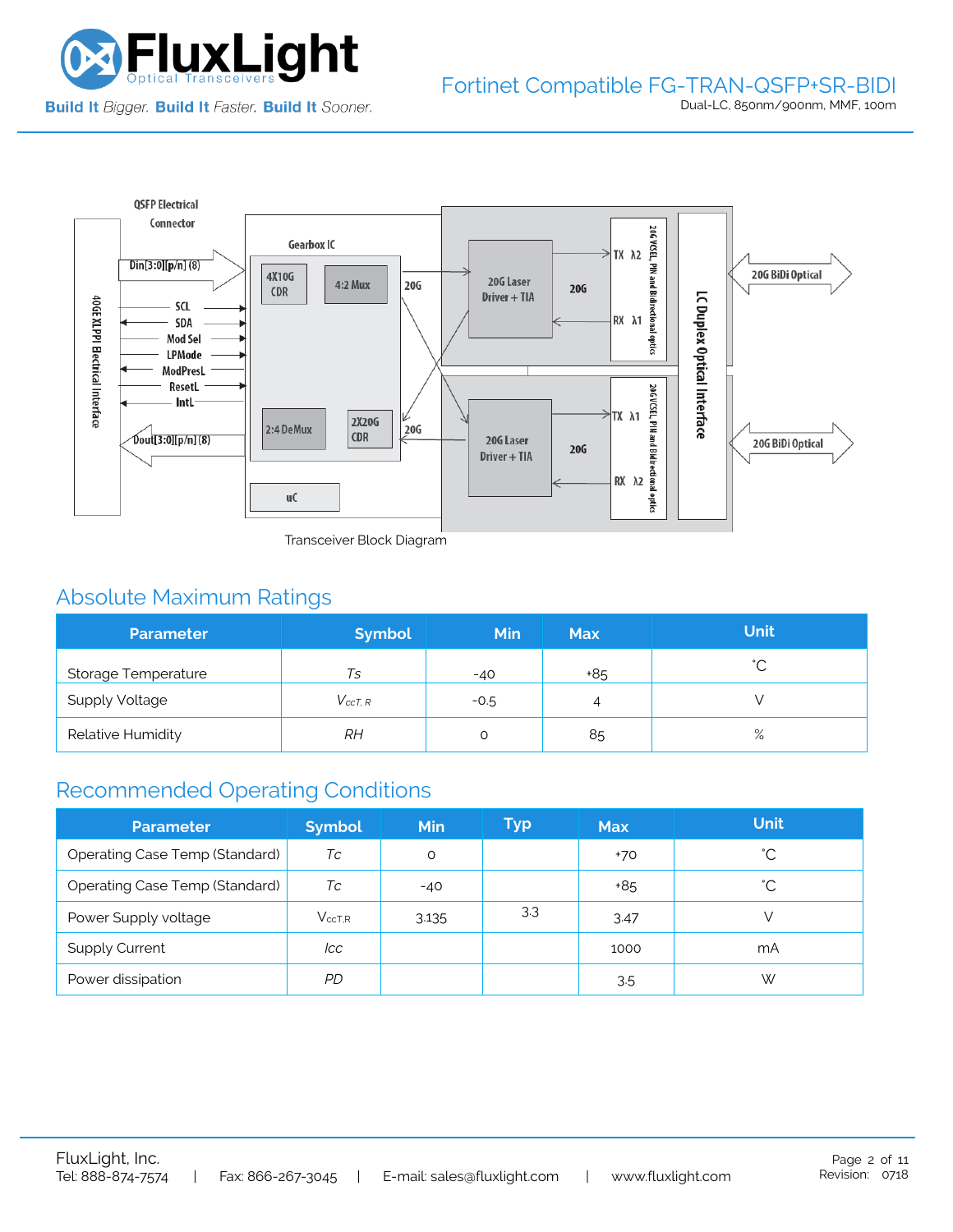Transceiver Block Diagram

## Absolute Maximum Ratings

| Parameter | Symbol | Min | Max | Unit |
|---|---|---|---|---|
| Storage Temperature | *Ts* | -40 | +85 | ˚C |
| Supply Voltage | $V_{ccT,R}$ | -0.5 | 4 | V |
| Relative Humidity | *RH* | 0 | 85 | % |

## Recommended Operating Conditions

| Parameter | Symbol | Min | Typ | Max | Unit |
|---|---|---|---|---|---|
| Operating Case Temp (Standard) | *Tc* | 0 | | +70 | ˚C |
| Operating Case Temp (Standard) | *Tc* | -40 | | +85 | ˚C |
| Power Supply voltage | $V_{ccT,R}$ | 3.135 | 3.3 | 3.47 | V |
| Supply Current | *Icc* | | | 1000 | mA |
| Power dissipation | *PD* | | | 3.5 | W |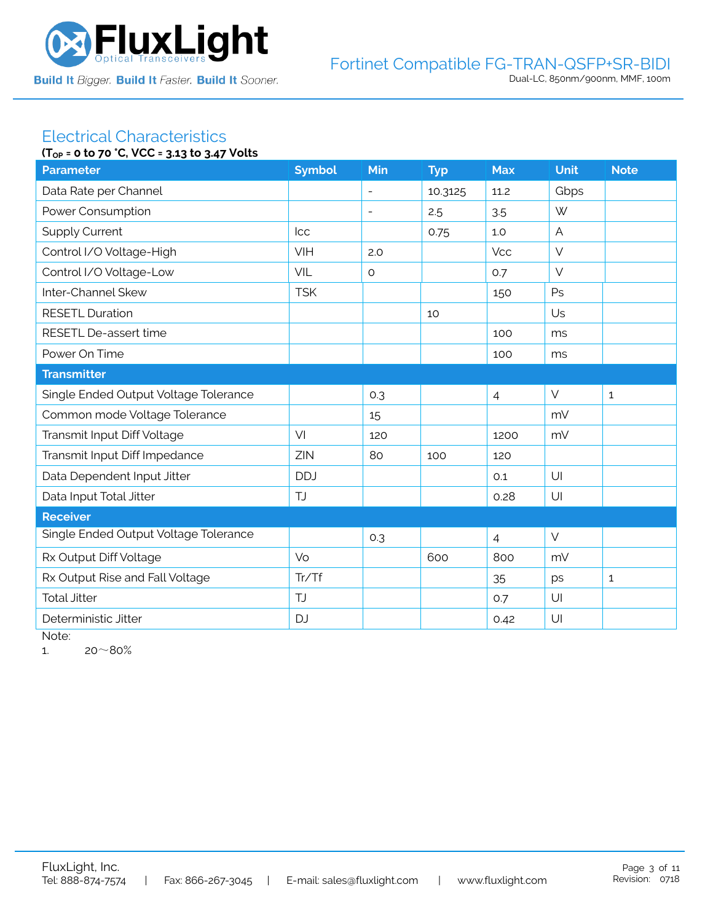## Electrical Characteristics

**($T_{OP}$ = 0 to 70 °C, VCC = 3.13 to 3.47 Volts)**

| Parameter | Symbol | Min | Typ | Max | Unit | Note |
|---|---|---|---|---|---|---|
| Data Rate per Channel | | - | 10.3125 | 11.2 | Gbps | |
| Power Consumption | | - | 2.5 | 3.5 | W | |
| Supply Current | Icc | | 0.75 | 1.0 | A | |
| Control I/O Voltage-High | VIH | 2.0 | | Vcc | V | |
| Control I/O Voltage-Low | VIL | 0 | | 0.7 | V | |
| Inter-Channel Skew | TSK | | | 150 | Ps | |
| RESETL Duration | | | 10 | | Us | |
| RESETL De-assert time | | | | 100 | ms | |
| Power On Time | | | | 100 | ms | |
| **Transmitter** | | | | | | |
| Single Ended Output Voltage Tolerance | | 0.3 | | 4 | V | 1 |
| Common mode Voltage Tolerance | | 15 | | | mV | |
| Transmit Input Diff Voltage | VI | 120 | | 1200 | mV | |
| Transmit Input Diff Impedance | ZIN | 80 | 100 | 120 | | |
| Data Dependent Input Jitter | DDJ | | | 0.1 | UI | |
| Data Input Total Jitter | TJ | | | 0.28 | UI | |
| **Receiver** | | | | | | |
| Single Ended Output Voltage Tolerance | | 0.3 | | 4 | V | |
| Rx Output Diff Voltage | Vo | | 600 | 800 | mV | |
| Rx Output Rise and Fall Voltage | Tr/Tf | | | 35 | ps | 1 |
| Total Jitter | TJ | | | 0.7 | UI | |
| Deterministic Jitter | DJ | | | 0.42 | UI | |

Note:

1. 20～80%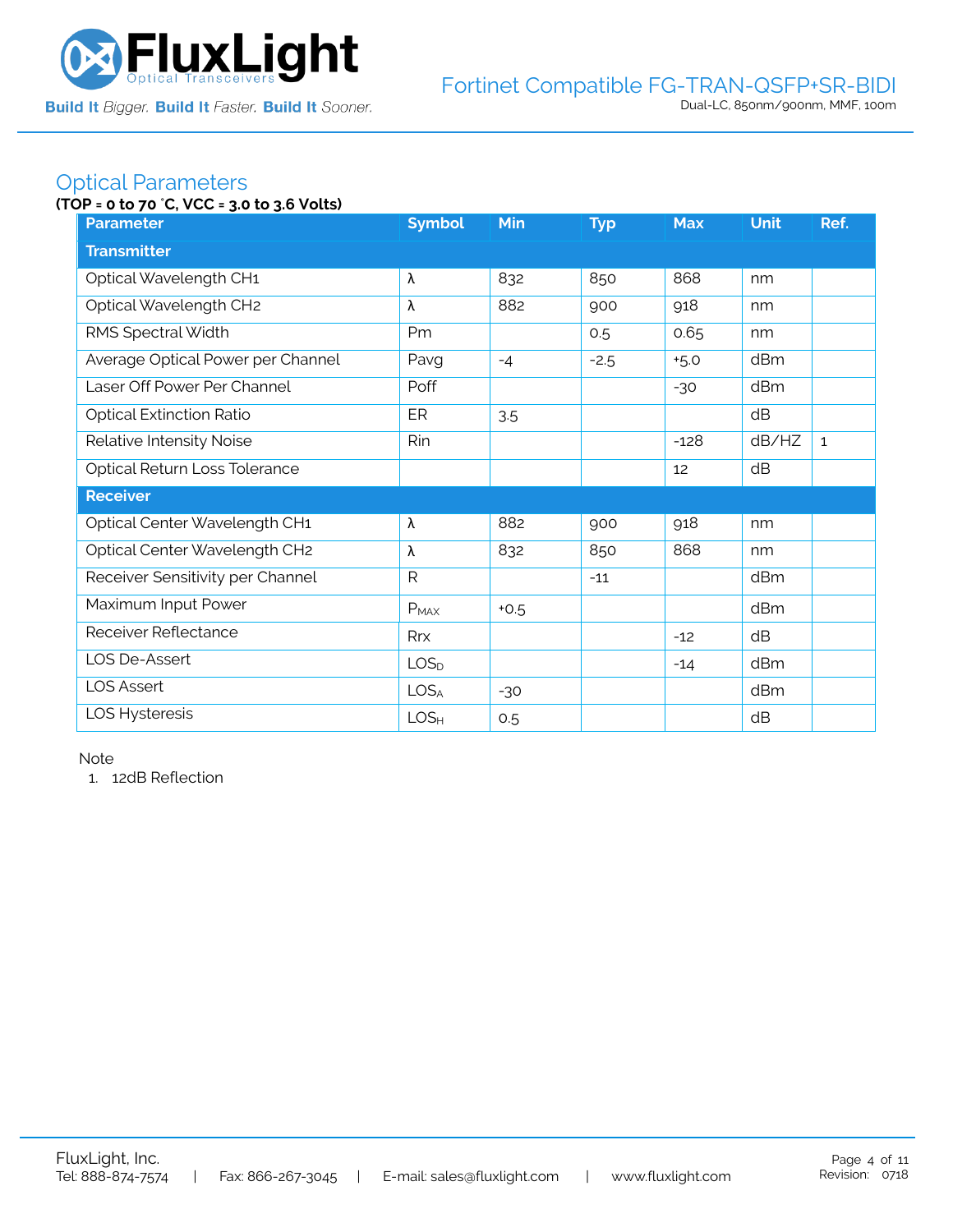## Optical Parameters

**(TOP = 0 to 70 °C, VCC = 3.0 to 3.6 Volts)**

| Parameter | Symbol | Min | Typ | Max | Unit | Ref. |
|---|---|---|---|---|---|---|
| **Transmitter** | | | | | | |
| Optical Wavelength CH1 | λ | 832 | 850 | 868 | nm | |
| Optical Wavelength CH2 | λ | 882 | 900 | 918 | nm | |
| RMS Spectral Width | Pm | | 0.5 | 0.65 | nm | |
| Average Optical Power per Channel | Pavg | -4 | -2.5 | +5.0 | dBm | |
| Laser Off Power Per Channel | Poff | | | -30 | dBm | |
| Optical Extinction Ratio | ER | 3.5 | | | dB | |
| Relative Intensity Noise | Rin | | | -128 | dB/HZ | 1 |
| Optical Return Loss Tolerance | | | | 12 | dB | |
| **Receiver** | | | | | | |
| Optical Center Wavelength CH1 | λ | 882 | 900 | 918 | nm | |
| Optical Center Wavelength CH2 | λ | 832 | 850 | 868 | nm | |
| Receiver Sensitivity per Channel | R | | -11 | | dBm | |
| Maximum Input Power | $P_{MAX}$ | +0.5 | | | dBm | |
| Receiver Reflectance | Rrx | | | -12 | dB | |
| LOS De-Assert | $LOS_D$ | | | -14 | dBm | |
| LOS Assert | $LOS_A$ | -30 | | | dBm | |
| LOS Hysteresis | $LOS_H$ | 0.5 | | | dB | |

Note

1. 12dB Reflection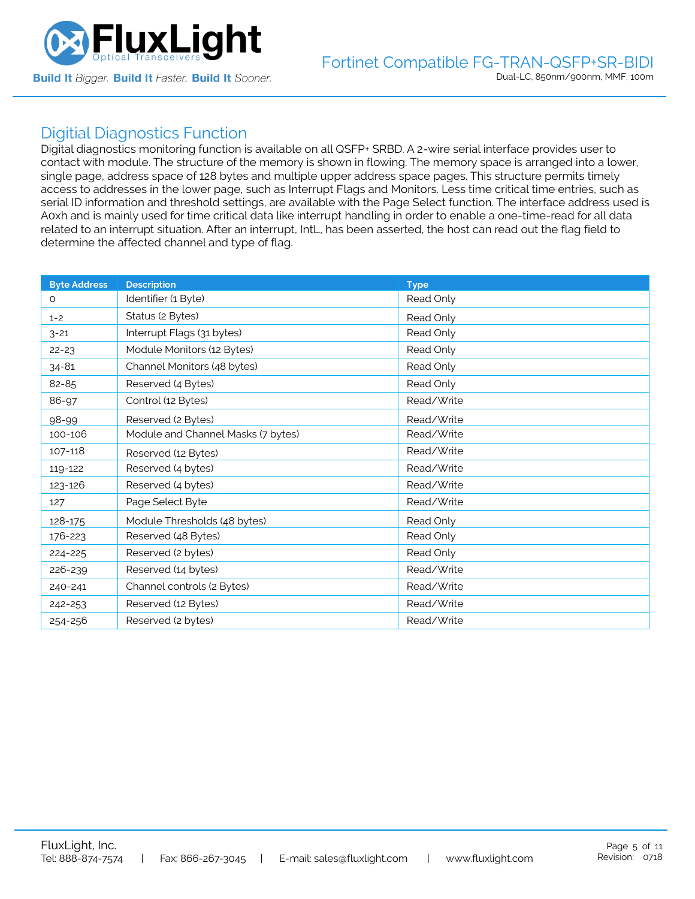## Digitial Diagnostics Function

Digital diagnostics monitoring function is available on all QSFP+ SRBD. A 2-wire serial interface provides user to contact with module. The structure of the memory is shown in flowing. The memory space is arranged into a lower, single page, address space of 128 bytes and multiple upper address space pages. This structure permits timely access to addresses in the lower page, such as Interrupt Flags and Monitors. Less time critical time entries, such as serial ID information and threshold settings, are available with the Page Select function. The interface address used is A0xh and is mainly used for time critical data like interrupt handling in order to enable a one-time-read for all data related to an interrupt situation. After an interrupt, IntL, has been asserted, the host can read out the flag field to determine the affected channel and type of flag.

| Byte Address | Description | Type |
|---|---|---|
| 0 | Identifier (1 Byte) | Read Only |
| 1-2 | Status (2 Bytes) | Read Only |
| 3-21 | Interrupt Flags (31 bytes) | Read Only |
| 22-23 | Module Monitors (12 Bytes) | Read Only |
| 34-81 | Channel Monitors (48 bytes) | Read Only |
| 82-85 | Reserved (4 Bytes) | Read Only |
| 86-97 | Control (12 Bytes) | Read/Write |
| 98-99 | Reserved (2 Bytes) | Read/Write |
| 100-106 | Module and Channel Masks (7 bytes) | Read/Write |
| 107-118 | Reserved (12 Bytes) | Read/Write |
| 119-122 | Reserved (4 bytes) | Read/Write |
| 123-126 | Reserved (4 bytes) | Read/Write |
| 127 | Page Select Byte | Read/Write |
| 128-175 | Module Thresholds (48 bytes) | Read Only |
| 176-223 | Reserved (48 Bytes) | Read Only |
| 224-225 | Reserved (2 bytes) | Read Only |
| 226-239 | Reserved (14 bytes) | Read/Write |
| 240-241 | Channel controls (2 Bytes) | Read/Write |
| 242-253 | Reserved (12 Bytes) | Read/Write |
| 254-256 | Reserved (2 bytes) | Read/Write |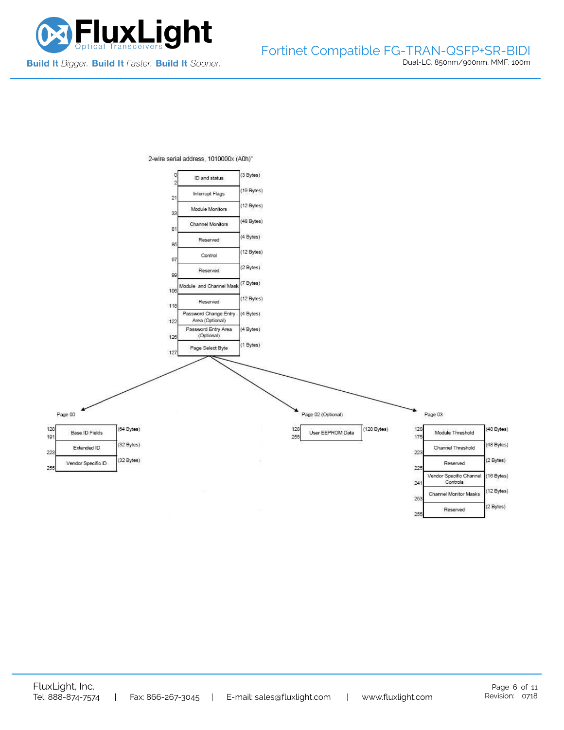2-wire serial address, 1010000x (A0h)"

| Address | Field | Size |
|---|---|---|
| 0–2 | ID and status | (3 Bytes) |
| 21 | Interrupt Flags | (19 Bytes) |
| 33 | Module Monitors | (12 Bytes) |
| 81 | Channel Monitors | (48 Bytes) |
| 85 | Reserved | (4 Bytes) |
| 97 | Control | (12 Bytes) |
| 99 | Reserved | (2 Bytes) |
| 106 | Module and Channel Mask | (7 Bytes) |
| 118 | Reserved | (12 Bytes) |
| 122 | Password Change Entry Area (Optional) | (4 Bytes) |
| 126 | Password Entry Area (Optional) | (4 Bytes) |
| 127 | Page Select Byte | (1 Bytes) |

Page 00

| Address | Field | Size |
|---|---|---|
| 128–191 | Base ID Fields | (64 Bytes) |
| 223 | Extended ID | (32 Bytes) |
| 255 | Vendor Specific ID | (32 Bytes) |

Page 02 (Optional)

| Address | Field | Size |
|---|---|---|
| 128–255 | User EEPROM Data | (128 Bytes) |

Page 03

| Address | Field | Size |
|---|---|---|
| 128–175 | Module Threshold | (48 Bytes) |
| 223 | Channel Threshold | (48 Bytes) |
| 225 | Reserved | (2 Bytes) |
| 241 | Vendor Specific Channel Controls | (16 Bytes) |
| 253 | Channel Monitor Masks | (12 Bytes) |
| 255 | Reserved | (2 Bytes) |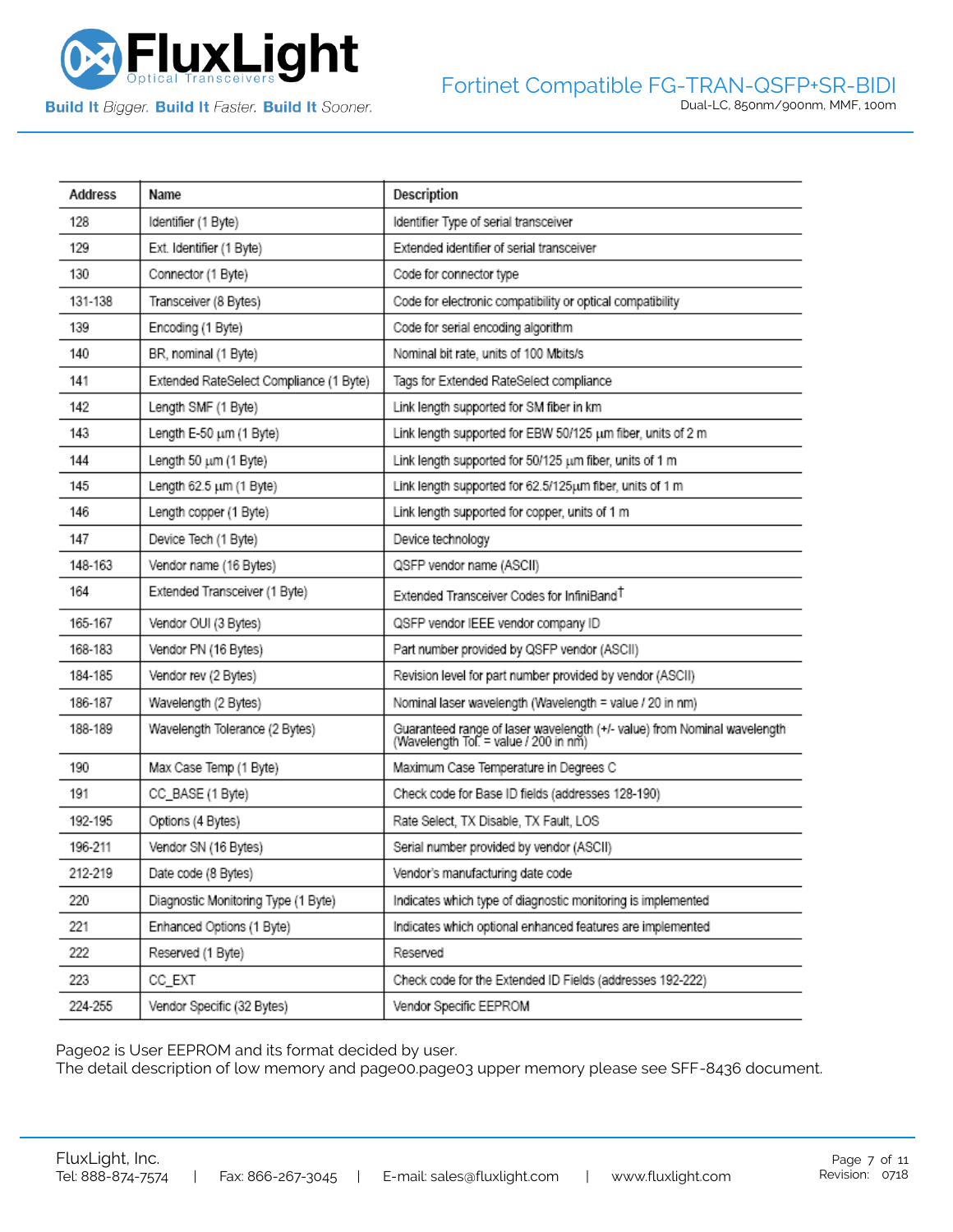| Address | Name | Description |
|---|---|---|
| 128 | Identifier (1 Byte) | Identifier Type of serial transceiver |
| 129 | Ext. Identifier (1 Byte) | Extended identifier of serial transceiver |
| 130 | Connector (1 Byte) | Code for connector type |
| 131-138 | Transceiver (8 Bytes) | Code for electronic compatibility or optical compatibility |
| 139 | Encoding (1 Byte) | Code for serial encoding algorithm |
| 140 | BR, nominal (1 Byte) | Nominal bit rate, units of 100 Mbits/s |
| 141 | Extended RateSelect Compliance (1 Byte) | Tags for Extended RateSelect compliance |
| 142 | Length SMF (1 Byte) | Link length supported for SM fiber in km |
| 143 | Length E-50 µm (1 Byte) | Link length supported for EBW 50/125 µm fiber, units of 2 m |
| 144 | Length 50 µm (1 Byte) | Link length supported for 50/125 µm fiber, units of 1 m |
| 145 | Length 62.5 µm (1 Byte) | Link length supported for 62.5/125µm fiber, units of 1 m |
| 146 | Length copper (1 Byte) | Link length supported for copper, units of 1 m |
| 147 | Device Tech (1 Byte) | Device technology |
| 148-163 | Vendor name (16 Bytes) | QSFP vendor name (ASCII) |
| 164 | Extended Transceiver (1 Byte) | Extended Transceiver Codes for InfiniBand† |
| 165-167 | Vendor OUI (3 Bytes) | QSFP vendor IEEE vendor company ID |
| 168-183 | Vendor PN (16 Bytes) | Part number provided by QSFP vendor (ASCII) |
| 184-185 | Vendor rev (2 Bytes) | Revision level for part number provided by vendor (ASCII) |
| 186-187 | Wavelength (2 Bytes) | Nominal laser wavelength (Wavelength = value / 20 in nm) |
| 188-189 | Wavelength Tolerance (2 Bytes) | Guaranteed range of laser wavelength (+/- value) from Nominal wavelength (Wavelength Tol. = value / 200 in nm) |
| 190 | Max Case Temp (1 Byte) | Maximum Case Temperature in Degrees C |
| 191 | CC_BASE (1 Byte) | Check code for Base ID fields (addresses 128-190) |
| 192-195 | Options (4 Bytes) | Rate Select, TX Disable, TX Fault, LOS |
| 196-211 | Vendor SN (16 Bytes) | Serial number provided by vendor (ASCII) |
| 212-219 | Date code (8 Bytes) | Vendor's manufacturing date code |
| 220 | Diagnostic Monitoring Type (1 Byte) | Indicates which type of diagnostic monitoring is implemented |
| 221 | Enhanced Options (1 Byte) | Indicates which optional enhanced features are implemented |
| 222 | Reserved (1 Byte) | Reserved |
| 223 | CC_EXT | Check code for the Extended ID Fields (addresses 192-222) |
| 224-255 | Vendor Specific (32 Bytes) | Vendor Specific EEPROM |

Page02 is User EEPROM and its format decided by user.
The detail description of low memory and page00.page03 upper memory please see SFF-8436 document.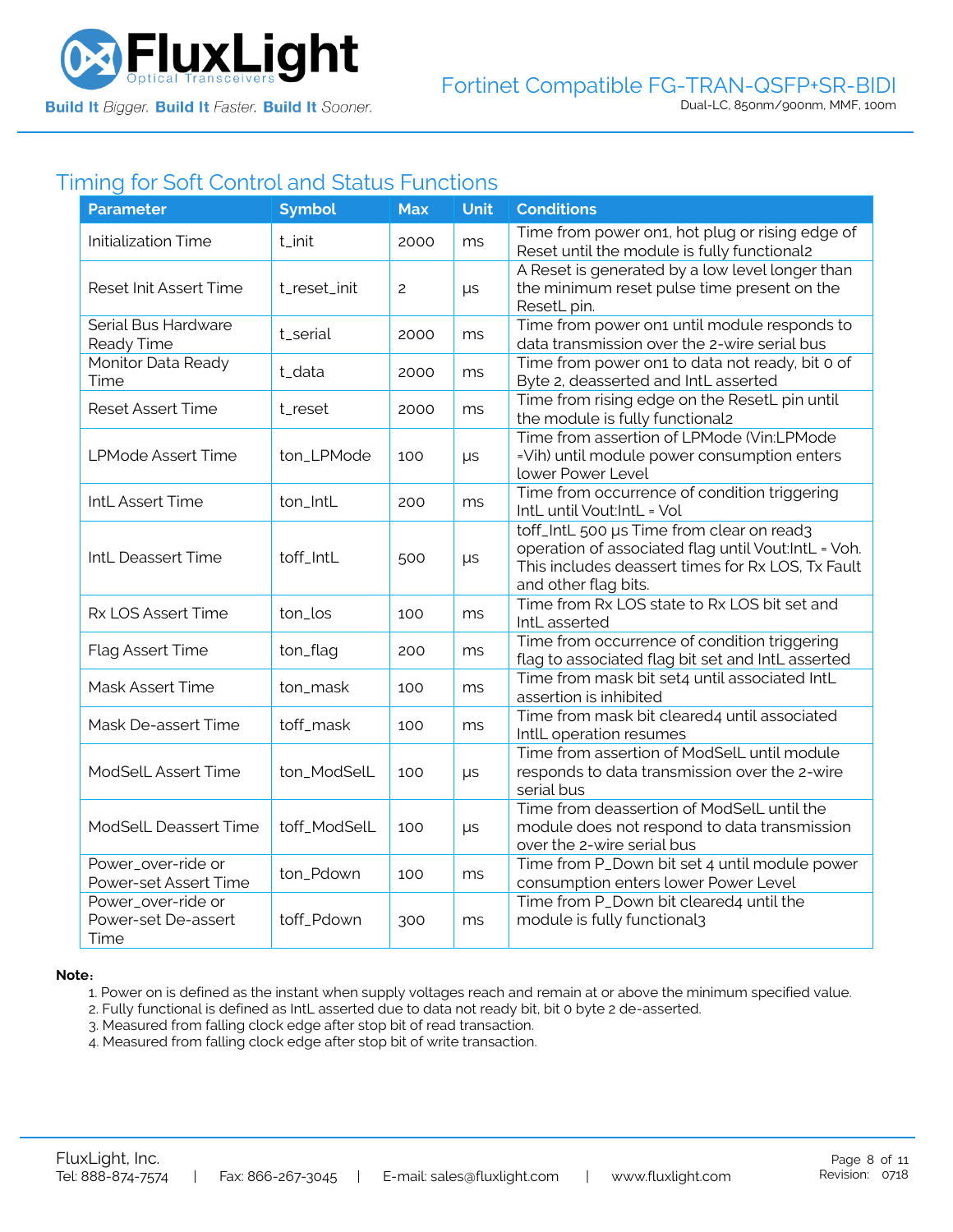## Timing for Soft Control and Status Functions

| Parameter | Symbol | Max | Unit | Conditions |
|---|---|---|---|---|
| Initialization Time | t_init | 2000 | ms | Time from power on1, hot plug or rising edge of Reset until the module is fully functional2 |
| Reset Init Assert Time | t_reset_init | 2 | μs | A Reset is generated by a low level longer than the minimum reset pulse time present on the ResetL pin. |
| Serial Bus Hardware Ready Time | t_serial | 2000 | ms | Time from power on1 until module responds to data transmission over the 2-wire serial bus |
| Monitor Data Ready Time | t_data | 2000 | ms | Time from power on1 to data not ready, bit 0 of Byte 2, deasserted and IntL asserted |
| Reset Assert Time | t_reset | 2000 | ms | Time from rising edge on the ResetL pin until the module is fully functional2 |
| LPMode Assert Time | ton_LPMode | 100 | μs | Time from assertion of LPMode (Vin:LPMode =Vih) until module power consumption enters lower Power Level |
| IntL Assert Time | ton_IntL | 200 | ms | Time from occurrence of condition triggering IntL until Vout:IntL = Vol |
| IntL Deassert Time | toff_IntL | 500 | μs | toff_IntL 500 μs Time from clear on read3 operation of associated flag until Vout:IntL = Voh. This includes deassert times for Rx LOS, Tx Fault and other flag bits. |
| Rx LOS Assert Time | ton_los | 100 | ms | Time from Rx LOS state to Rx LOS bit set and IntL asserted |
| Flag Assert Time | ton_flag | 200 | ms | Time from occurrence of condition triggering flag to associated flag bit set and IntL asserted |
| Mask Assert Time | ton_mask | 100 | ms | Time from mask bit set4 until associated IntL assertion is inhibited |
| Mask De-assert Time | toff_mask | 100 | ms | Time from mask bit cleared4 until associated IntlL operation resumes |
| ModSelL Assert Time | ton_ModSelL | 100 | μs | Time from assertion of ModSelL until module responds to data transmission over the 2-wire serial bus |
| ModSelL Deassert Time | toff_ModSelL | 100 | μs | Time from deassertion of ModSelL until the module does not respond to data transmission over the 2-wire serial bus |
| Power_over-ride or Power-set Assert Time | ton_Pdown | 100 | ms | Time from P_Down bit set 4 until module power consumption enters lower Power Level |
| Power_over-ride or Power-set De-assert Time | toff_Pdown | 300 | ms | Time from P_Down bit cleared4 until the module is fully functional3 |

**Note:**

1. Power on is defined as the instant when supply voltages reach and remain at or above the minimum specified value.
2. Fully functional is defined as IntL asserted due to data not ready bit, bit 0 byte 2 de-asserted.
3. Measured from falling clock edge after stop bit of read transaction.
4. Measured from falling clock edge after stop bit of write transaction.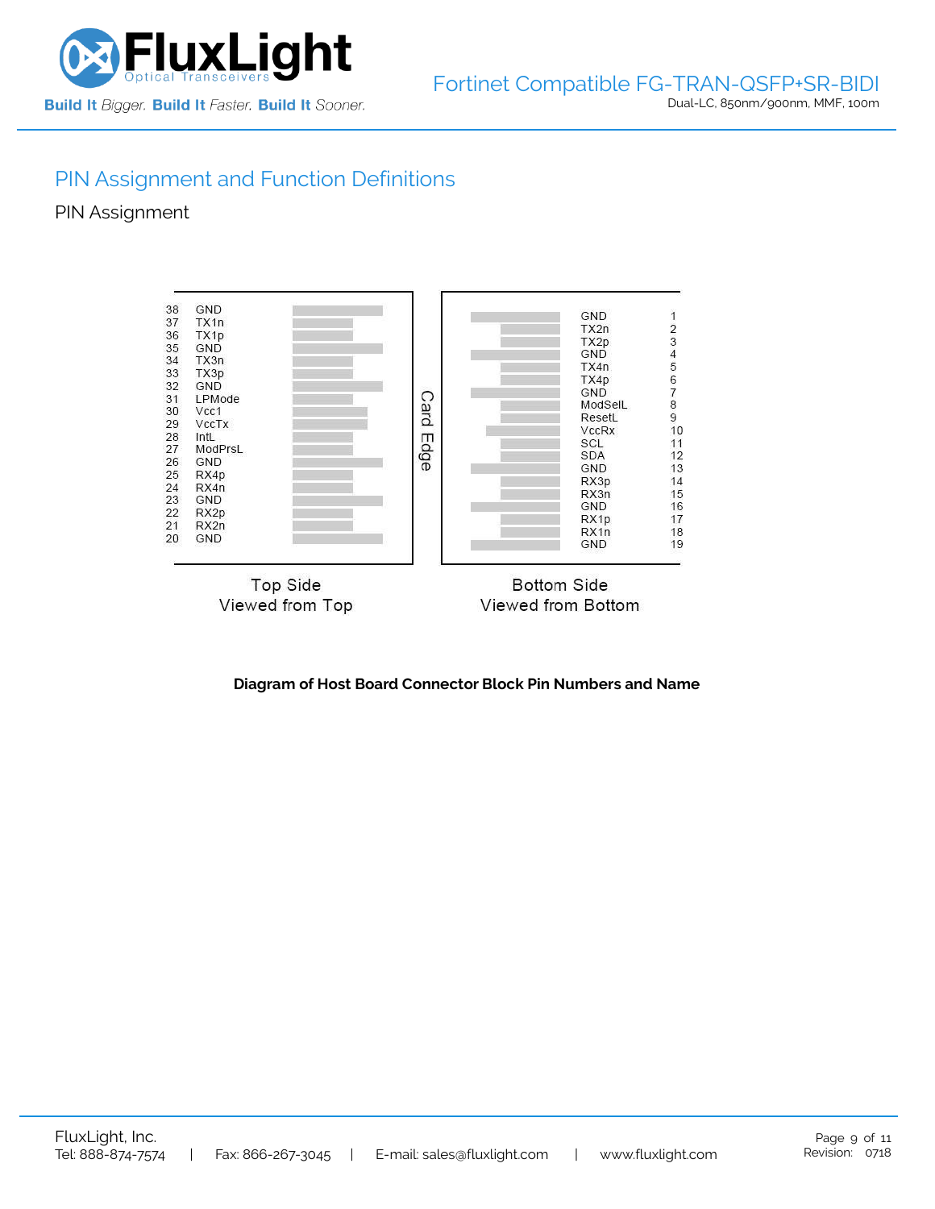## PIN Assignment and Function Definitions

### PIN Assignment

| Pin | Name (Top Side) |
|---|---|
| 38 | GND |
| 37 | TX1n |
| 36 | TX1p |
| 35 | GND |
| 34 | TX3n |
| 33 | TX3p |
| 32 | GND |
| 31 | LPMode |
| 30 | Vcc1 |
| 29 | VccTx |
| 28 | IntL |
| 27 | ModPrsL |
| 26 | GND |
| 25 | RX4p |
| 24 | RX4n |
| 23 | GND |
| 22 | RX2p |
| 21 | RX2n |
| 20 | GND |

Top Side
Viewed from Top

Card Edge

| Name (Bottom Side) | Pin |
|---|---|
| GND | 1 |
| TX2n | 2 |
| TX2p | 3 |
| GND | 4 |
| TX4n | 5 |
| TX4p | 6 |
| GND | 7 |
| ModSelL | 8 |
| ResetL | 9 |
| VccRx | 10 |
| SCL | 11 |
| SDA | 12 |
| GND | 13 |
| RX3p | 14 |
| RX3n | 15 |
| GND | 16 |
| RX1p | 17 |
| RX1n | 18 |
| GND | 19 |

Bottom Side
Viewed from Bottom

**Diagram of Host Board Connector Block Pin Numbers and Name**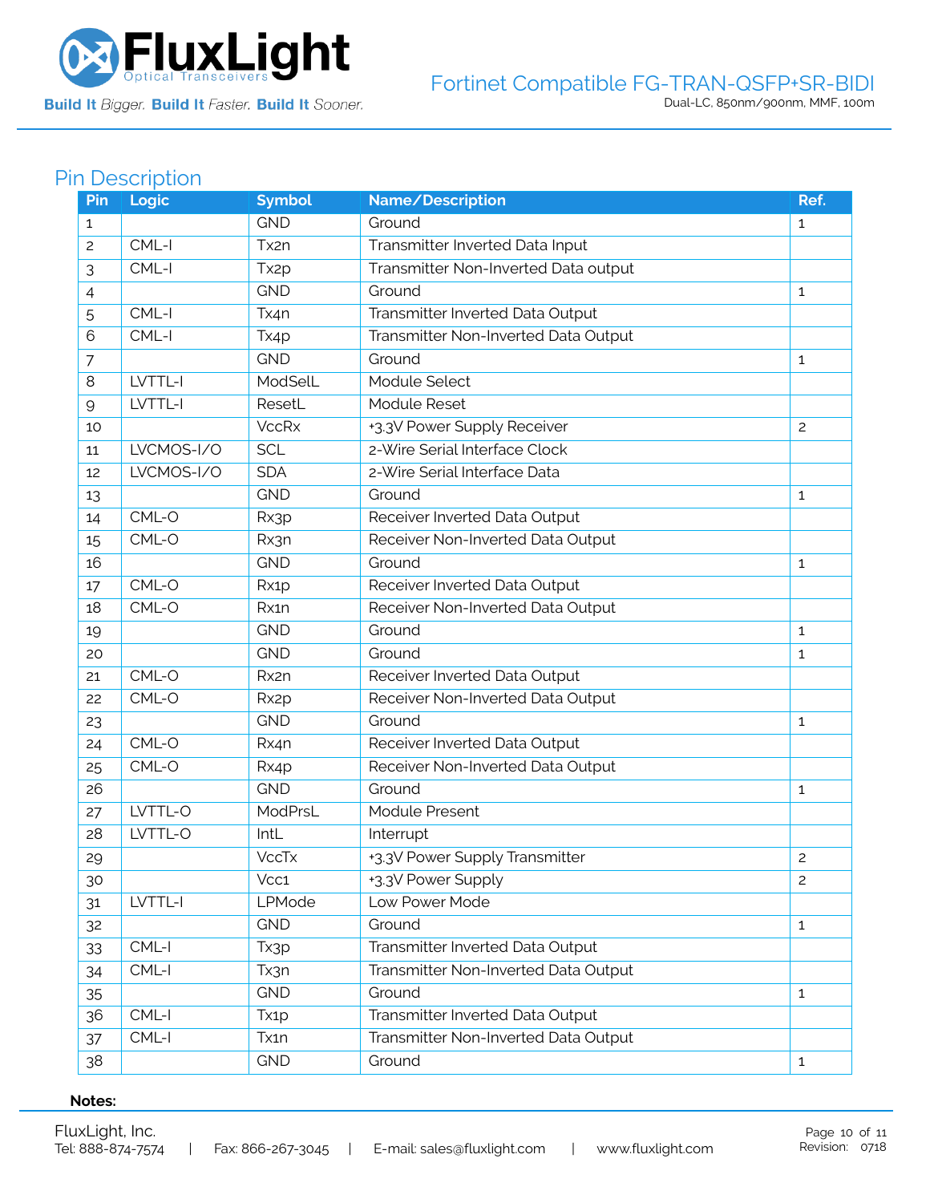## Pin Description

| Pin | Logic | Symbol | Name/Description | Ref. |
|---|---|---|---|---|
| 1 | | GND | Ground | 1 |
| 2 | CML-I | Tx2n | Transmitter Inverted Data Input | |
| 3 | CML-I | Tx2p | Transmitter Non-Inverted Data output | |
| 4 | | GND | Ground | 1 |
| 5 | CML-I | Tx4n | Transmitter Inverted Data Output | |
| 6 | CML-I | Tx4p | Transmitter Non-Inverted Data Output | |
| 7 | | GND | Ground | 1 |
| 8 | LVTTL-I | ModSelL | Module Select | |
| 9 | LVTTL-I | ResetL | Module Reset | |
| 10 | | VccRx | +3.3V Power Supply Receiver | 2 |
| 11 | LVCMOS-I/O | SCL | 2-Wire Serial Interface Clock | |
| 12 | LVCMOS-I/O | SDA | 2-Wire Serial Interface Data | |
| 13 | | GND | Ground | 1 |
| 14 | CML-O | Rx3p | Receiver Inverted Data Output | |
| 15 | CML-O | Rx3n | Receiver Non-Inverted Data Output | |
| 16 | | GND | Ground | 1 |
| 17 | CML-O | Rx1p | Receiver Inverted Data Output | |
| 18 | CML-O | Rx1n | Receiver Non-Inverted Data Output | |
| 19 | | GND | Ground | 1 |
| 20 | | GND | Ground | 1 |
| 21 | CML-O | Rx2n | Receiver Inverted Data Output | |
| 22 | CML-O | Rx2p | Receiver Non-Inverted Data Output | |
| 23 | | GND | Ground | 1 |
| 24 | CML-O | Rx4n | Receiver Inverted Data Output | |
| 25 | CML-O | Rx4p | Receiver Non-Inverted Data Output | |
| 26 | | GND | Ground | 1 |
| 27 | LVTTL-O | ModPrsL | Module Present | |
| 28 | LVTTL-O | IntL | Interrupt | |
| 29 | | VccTx | +3.3V Power Supply Transmitter | 2 |
| 30 | | Vcc1 | +3.3V Power Supply | 2 |
| 31 | LVTTL-I | LPMode | Low Power Mode | |
| 32 | | GND | Ground | 1 |
| 33 | CML-I | Tx3p | Transmitter Inverted Data Output | |
| 34 | CML-I | Tx3n | Transmitter Non-Inverted Data Output | |
| 35 | | GND | Ground | 1 |
| 36 | CML-I | Tx1p | Transmitter Inverted Data Output | |
| 37 | CML-I | Tx1n | Transmitter Non-Inverted Data Output | |
| 38 | | GND | Ground | 1 |

**Notes:**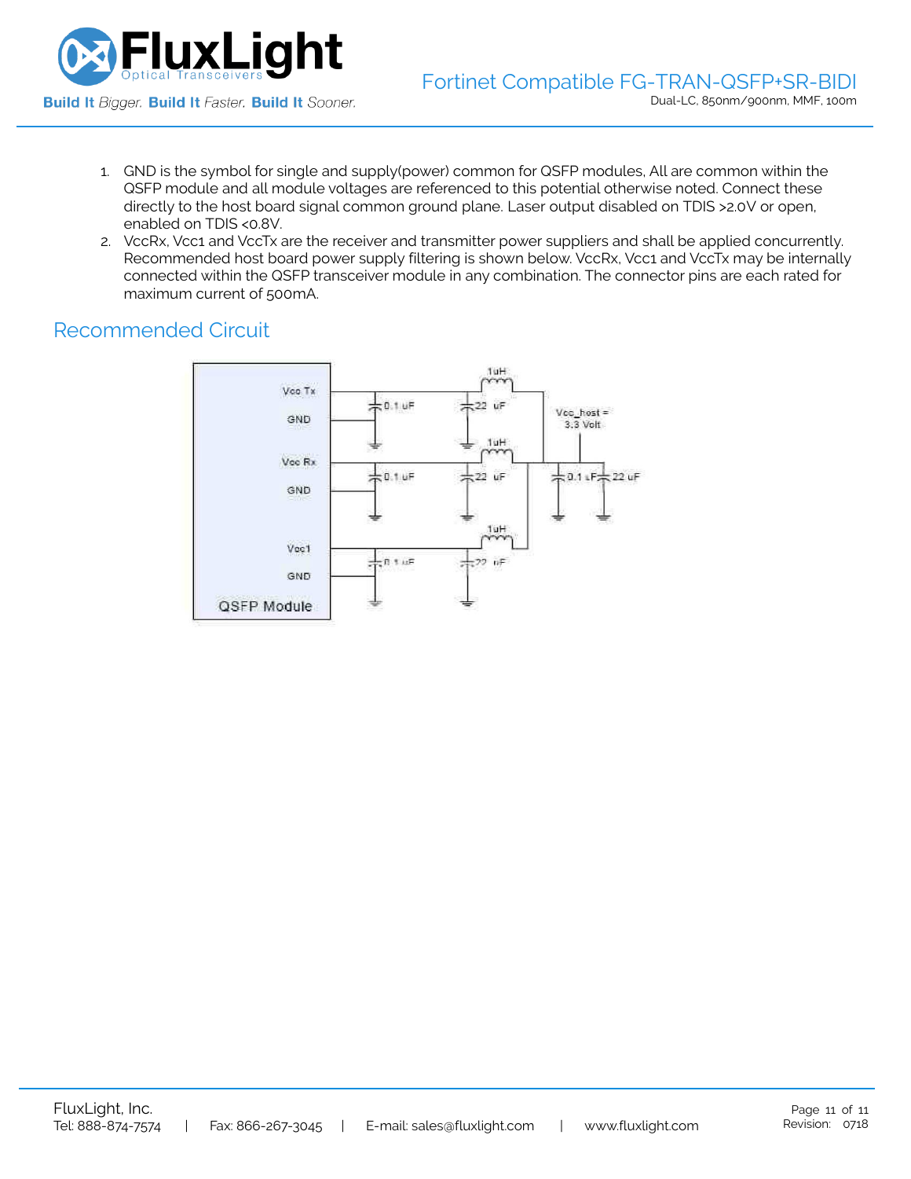1. GND is the symbol for single and supply(power) common for QSFP modules, All are common within the QSFP module and all module voltages are referenced to this potential otherwise noted. Connect these directly to the host board signal common ground plane. Laser output disabled on TDIS >2.0V or open, enabled on TDIS <0.8V.
2. VccRx, Vcc1 and VccTx are the receiver and transmitter power suppliers and shall be applied concurrently. Recommended host board power supply filtering is shown below. VccRx, Vcc1 and VccTx may be internally connected within the QSFP transceiver module in any combination. The connector pins are each rated for maximum current of 500mA.

## Recommended Circuit

Vcc Tx
GND
Vcc Rx
GND
Vcc1
GND
QSFP Module
1uH
1uH
1uH
0.1 uF
22 uF
0.1 uF
22 uF
0.1 uF
22 uF
Vcc_host = 3.3 Volt
0.1 uF
22 uF